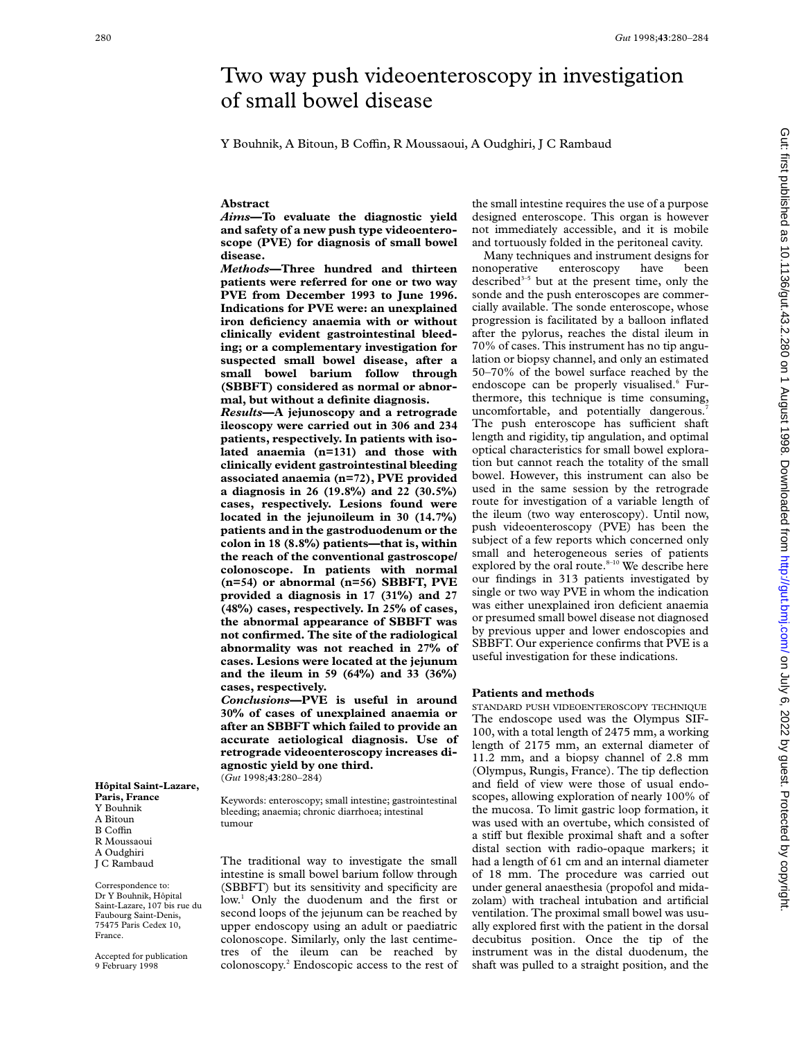# Two way push videoenteroscopy in investigation of small bowel disease

Y Bouhnik, A Bitoun, B Coffin, R Moussaoui, A Oudghiri, J C Rambaud

## Abstract

***Aims*—To evaluate the diagnostic yield and safety of a new push type videoenteroscope (PVE) for diagnosis of small bowel disease.**

***Methods*—Three hundred and thirteen patients were referred for one or two way PVE from December 1993 to June 1996. Indications for PVE were: an unexplained iron deficiency anaemia with or without clinically evident gastrointestinal bleeding; or a complementary investigation for suspected small bowel disease, after a small bowel barium follow through (SBBFT) considered as normal or abnormal, but without a definite diagnosis.**

***Results*—A jejunoscopy and a retrograde ileoscopy were carried out in 306 and 234 patients, respectively. In patients with isolated anaemia (n=131) and those with clinically evident gastrointestinal bleeding associated anaemia (n=72), PVE provided a diagnosis in 26 (19.8%) and 22 (30.5%) cases, respectively. Lesions found were located in the jejunoileum in 30 (14.7%) patients and in the gastroduodenum or the colon in 18 (8.8%) patients—that is, within the reach of the conventional gastroscope/colonoscope. In patients with normal (n=54) or abnormal (n=56) SBBFT, PVE provided a diagnosis in 17 (31%) and 27 (48%) cases, respectively. In 25% of cases, the abnormal appearance of SBBFT was not confirmed. The site of the radiological abnormality was not reached in 27% of cases. Lesions were located at the jejunum and the ileum in 59 (64%) and 33 (36%) cases, respectively.**

***Conclusions*—PVE is useful in around 30% of cases of unexplained anaemia or after an SBBFT which failed to provide an accurate aetiological diagnosis. Use of retrograde videoenteroscopy increases diagnostic yield by one third.**

(*Gut* 1998;**43**:280–284)

Keywords: enteroscopy; small intestine; gastrointestinal bleeding; anaemia; chronic diarrhoea; intestinal tumour

**Hôpital Saint-Lazare, Paris, France**
Y Bouhnik
A Bitoun
B Coffin
R Moussaoui
A Oudghiri
J C Rambaud

Correspondence to: Dr Y Bouhnik, Hôpital Saint-Lazare, 107 bis rue du Faubourg Saint-Denis, 75475 Paris Cedex 10, France.

Accepted for publication 9 February 1998

The traditional way to investigate the small intestine is small bowel barium follow through (SBBFT) but its sensitivity and specificity are low.[1] Only the duodenum and the first or second loops of the jejunum can be reached by upper endoscopy using an adult or paediatric colonoscope. Similarly, only the last centimetres of the ileum can be reached by colonoscopy.[2] Endoscopic access to the rest of the small intestine requires the use of a purpose designed enteroscope. This organ is however not immediately accessible, and it is mobile and tortuously folded in the peritoneal cavity.

Many techniques and instrument designs for nonoperative enteroscopy have been described[3–5] but at the present time, only the sonde and the push enteroscopes are commercially available. The sonde enteroscope, whose progression is facilitated by a balloon inflated after the pylorus, reaches the distal ileum in 70% of cases. This instrument has no tip angulation or biopsy channel, and only an estimated 50–70% of the bowel surface reached by the endoscope can be properly visualised.[6] Furthermore, this technique is time consuming, uncomfortable, and potentially dangerous.[7] The push enteroscope has sufficient shaft length and rigidity, tip angulation, and optimal optical characteristics for small bowel exploration but cannot reach the totality of the small bowel. However, this instrument can also be used in the same session by the retrograde route for investigation of a variable length of the ileum (two way enteroscopy). Until now, push videoenteroscopy (PVE) has been the subject of a few reports which concerned only small and heterogeneous series of patients explored by the oral route.[8–10] We describe here our findings in 313 patients investigated by single or two way PVE in whom the indication was either unexplained iron deficient anaemia or presumed small bowel disease not diagnosed by previous upper and lower endoscopies and SBBFT. Our experience confirms that PVE is a useful investigation for these indications.

## Patients and methods

STANDARD PUSH VIDEOENTEROSCOPY TECHNIQUE

The endoscope used was the Olympus SIF-100, with a total length of 2475 mm, a working length of 2175 mm, an external diameter of 11.2 mm, and a biopsy channel of 2.8 mm (Olympus, Rungis, France). The tip deflection and field of view were those of usual endoscopes, allowing exploration of nearly 100% of the mucosa. To limit gastric loop formation, it was used with an overtube, which consisted of a stiff but flexible proximal shaft and a softer distal section with radio-opaque markers; it had a length of 61 cm and an internal diameter of 18 mm. The procedure was carried out under general anaesthesia (propofol and midazolam) with tracheal intubation and artificial ventilation. The proximal small bowel was usually explored first with the patient in the dorsal decubitus position. Once the tip of the instrument was in the distal duodenum, the shaft was pulled to a straight position, and the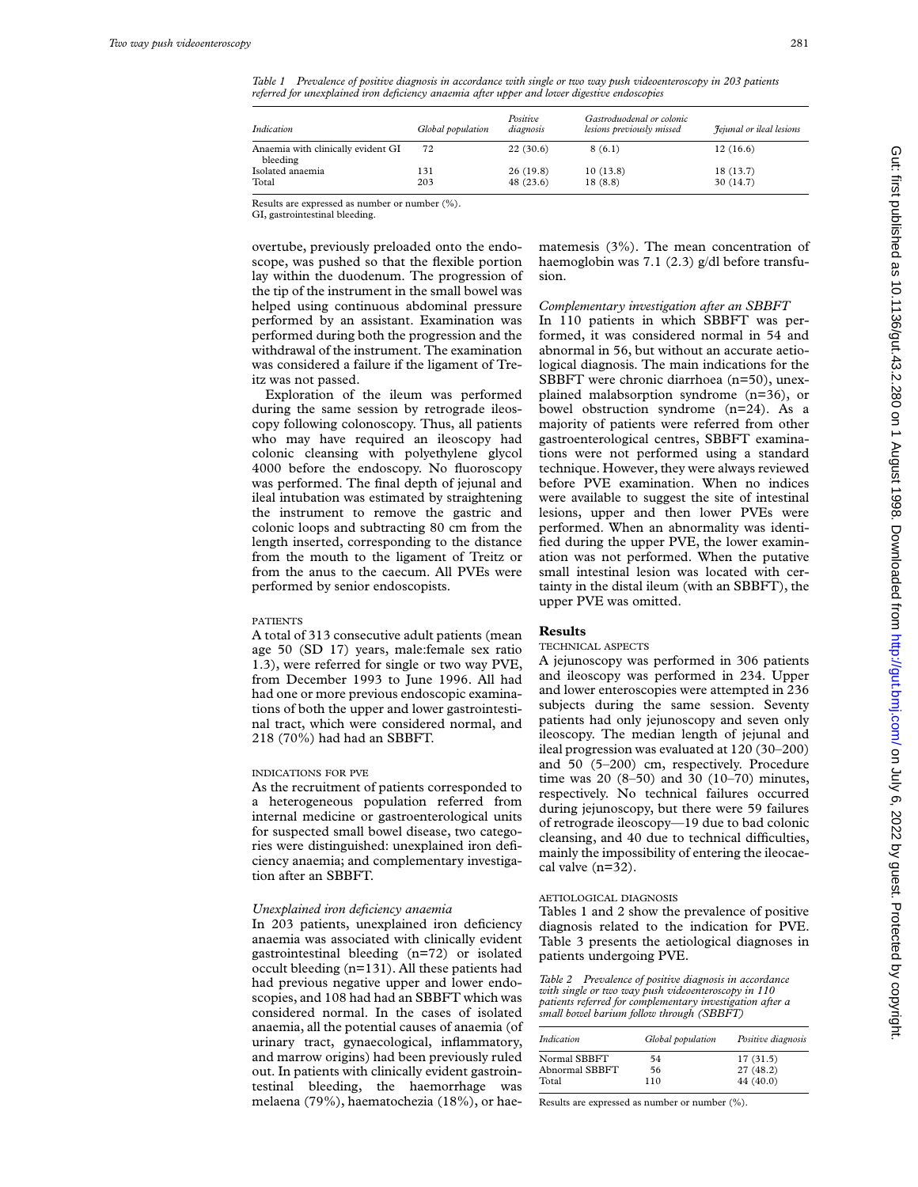*Table 1 Prevalence of positive diagnosis in accordance with single or two way push videoenteroscopy in 203 patients referred for unexplained iron deficiency anaemia after upper and lower digestive endoscopies*

| *Indication* | *Global population* | *Positive diagnosis* | *Gastroduodenal or colonic lesions previously missed* | *Jejunal or ileal lesions* |
|---|---|---|---|---|
| Anaemia with clinically evident GI bleeding | 72 | 22 (30.6) | 8 (6.1) | 12 (16.6) |
| Isolated anaemia | 131 | 26 (19.8) | 10 (13.8) | 18 (13.7) |
| Total | 203 | 48 (23.6) | 18 (8.8) | 30 (14.7) |

Results are expressed as number or number (%).
GI, gastrointestinal bleeding.

overtube, previously preloaded onto the endoscope, was pushed so that the flexible portion lay within the duodenum. The progression of the tip of the instrument in the small bowel was helped using continuous abdominal pressure performed by an assistant. Examination was performed during both the progression and the withdrawal of the instrument. The examination was considered a failure if the ligament of Treitz was not passed.

Exploration of the ileum was performed during the same session by retrograde ileoscopy following colonoscopy. Thus, all patients who may have required an ileoscopy had colonic cleansing with polyethylene glycol 4000 before the endoscopy. No fluoroscopy was performed. The final depth of jejunal and ileal intubation was estimated by straightening the instrument to remove the gastric and colonic loops and subtracting 80 cm from the length inserted, corresponding to the distance from the mouth to the ligament of Treitz or from the anus to the caecum. All PVEs were performed by senior endoscopists.

### PATIENTS

A total of 313 consecutive adult patients (mean age 50 (SD 17) years, male:female sex ratio 1.3), were referred for single or two way PVE, from December 1993 to June 1996. All had had one or more previous endoscopic examinations of both the upper and lower gastrointestinal tract, which were considered normal, and 218 (70%) had had an SBBFT.

### INDICATIONS FOR PVE

As the recruitment of patients corresponded to a heterogeneous population referred from internal medicine or gastroenterological units for suspected small bowel disease, two categories were distinguished: unexplained iron deficiency anaemia; and complementary investigation after an SBBFT.

#### *Unexplained iron deficiency anaemia*

In 203 patients, unexplained iron deficiency anaemia was associated with clinically evident gastrointestinal bleeding (n=72) or isolated occult bleeding (n=131). All these patients had had previous negative upper and lower endoscopies, and 108 had had an SBBFT which was considered normal. In the cases of isolated anaemia, all the potential causes of anaemia (of urinary tract, gynaecological, inflammatory, and marrow origins) had been previously ruled out. In patients with clinically evident gastrointestinal bleeding, the haemorrhage was melaena (79%), haematochezia (18%), or haematemesis (3%). The mean concentration of haemoglobin was 7.1 (2.3) g/dl before transfusion.

#### *Complementary investigation after an SBBFT*

In 110 patients in which SBBFT was performed, it was considered normal in 54 and abnormal in 56, but without an accurate aetiological diagnosis. The main indications for the SBBFT were chronic diarrhoea (n=50), unexplained malabsorption syndrome (n=36), or bowel obstruction syndrome (n=24). As a majority of patients were referred from other gastroenterological centres, SBBFT examinations were not performed using a standard technique. However, they were always reviewed before PVE examination. When no indices were available to suggest the site of intestinal lesions, upper and then lower PVEs were performed. When an abnormality was identified during the upper PVE, the lower examination was not performed. When the putative small intestinal lesion was located with certainty in the distal ileum (with an SBBFT), the upper PVE was omitted.

## Results

### TECHNICAL ASPECTS

A jejunoscopy was performed in 306 patients and ileoscopy was performed in 234. Upper and lower enteroscopies were attempted in 236 subjects during the same session. Seventy patients had only jejunoscopy and seven only ileoscopy. The median length of jejunal and ileal progression was evaluated at 120 (30–200) and 50 (5–200) cm, respectively. Procedure time was 20 (8–50) and 30 (10–70) minutes, respectively. No technical failures occurred during jejunoscopy, but there were 59 failures of retrograde ileoscopy—19 due to bad colonic cleansing, and 40 due to technical difficulties, mainly the impossibility of entering the ileocaecal valve (n=32).

### AETIOLOGICAL DIAGNOSIS

Tables 1 and 2 show the prevalence of positive diagnosis related to the indication for PVE. Table 3 presents the aetiological diagnoses in patients undergoing PVE.

*Table 2 Prevalence of positive diagnosis in accordance with single or two way push videoenteroscopy in 110 patients referred for complementary investigation after a small bowel barium follow through (SBBFT)*

| *Indication* | *Global population* | *Positive diagnosis* |
|---|---|---|
| Normal SBBFT | 54 | 17 (31.5) |
| Abnormal SBBFT | 56 | 27 (48.2) |
| Total | 110 | 44 (40.0) |

Results are expressed as number or number (%).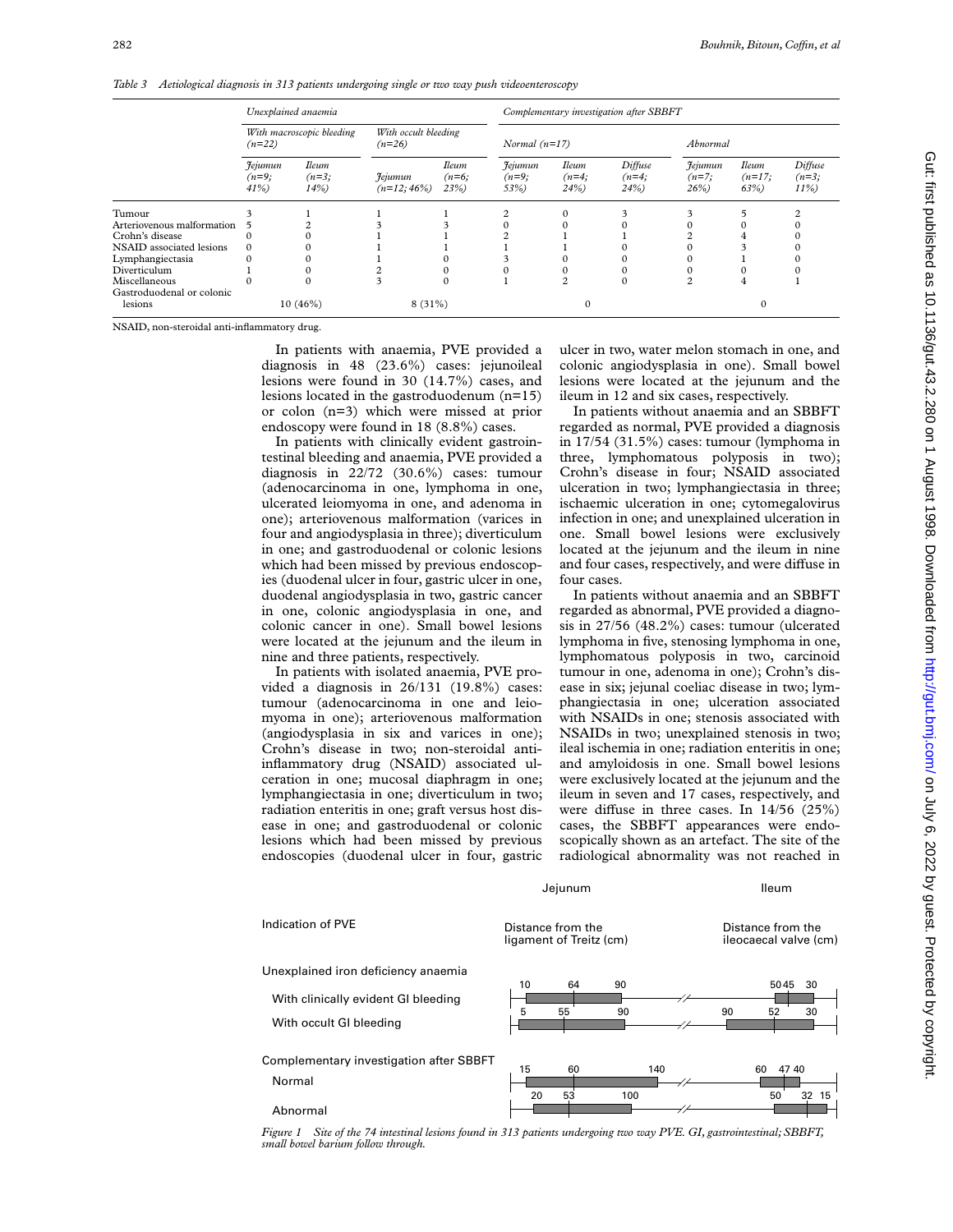*Table 3 Aetiological diagnosis in 313 patients undergoing single or two way push videoenteroscopy*

| | Unexplained anaemia | | | | Complementary investigation after SBBFT | | | | | |
|---|---|---|---|---|---|---|---|---|---|---|
| | With macroscopic bleeding (n=22) | | With occult bleeding (n=26) | | Normal (n=17) | | | Abnormal | | |
| | Jejumun (n=9; 41%) | Ileum (n=3; 14%) | Jejumun (n=12; 46%) | Ileum (n=6; 23%) | Jejumun (n=9; 53%) | Ileum (n=4; 24%) | Diffuse (n=4; 24%) | Jejumun (n=7; 26%) | Ileum (n=17; 63%) | Diffuse (n=3; 11%) |
| Tumour | 3 | 1 | 1 | 1 | 2 | 0 | 3 | 3 | 5 | 2 |
| Arteriovenous malformation | 5 | 2 | 3 | 3 | 0 | 0 | 0 | 0 | 0 | 0 |
| Crohn's disease | 0 | 0 | 1 | 1 | 2 | 1 | 1 | 2 | 4 | 0 |
| NSAID associated lesions | 0 | 0 | 1 | 1 | 1 | 1 | 0 | 0 | 3 | 0 |
| Lymphangiectasia | 0 | 0 | 1 | 0 | 3 | 0 | 0 | 0 | 1 | 0 |
| Diverticulum | 1 | 0 | 2 | 0 | 0 | 0 | 0 | 0 | 0 | 0 |
| Miscellaneous | 0 | 0 | 3 | 0 | 1 | 2 | 0 | 2 | 4 | 1 |
| Gastroduodenal or colonic lesions | 10 (46%) | | 8 (31%) | | 0 | | | 0 | | |

NSAID, non-steroidal anti-inflammatory drug.

In patients with anaemia, PVE provided a diagnosis in 48 (23.6%) cases: jejunoileal lesions were found in 30 (14.7%) cases, and lesions located in the gastroduodenum (n=15) or colon (n=3) which were missed at prior endoscopy were found in 18 (8.8%) cases.

In patients with clinically evident gastrointestinal bleeding and anaemia, PVE provided a diagnosis in 22/72 (30.6%) cases: tumour (adenocarcinoma in one, lymphoma in one, ulcerated leiomyoma in one, and adenoma in one); arteriovenous malformation (varices in four and angiodysplasia in three); diverticulum in one; and gastroduodenal or colonic lesions which had been missed by previous endoscopies (duodenal ulcer in four, gastric ulcer in one, duodenal angiodysplasia in two, gastric cancer in one, colonic angiodysplasia in one, and colonic cancer in one). Small bowel lesions were located at the jejunum and the ileum in nine and three patients, respectively.

In patients with isolated anaemia, PVE provided a diagnosis in 26/131 (19.8%) cases: tumour (adenocarcinoma in one and leiomyoma in one); arteriovenous malformation (angiodysplasia in six and varices in one); Crohn's disease in two; non-steroidal anti-inflammatory drug (NSAID) associated ulceration in one; mucosal diaphragm in one; lymphangiectasia in one; diverticulum in two; radiation enteritis in one; graft versus host disease in one; and gastroduodenal or colonic lesions which had been missed by previous endoscopies (duodenal ulcer in four, gastric ulcer in two, water melon stomach in one, and colonic angiodysplasia in one). Small bowel lesions were located at the jejunum and the ileum in 12 and six cases, respectively.

In patients without anaemia and an SBBFT regarded as normal, PVE provided a diagnosis in 17/54 (31.5%) cases: tumour (lymphoma in three, lymphomatous polyposis in two); Crohn's disease in four; NSAID associated ulceration in two; lymphangiectasia in three; ischaemic ulceration in one; cytomegalovirus infection in one; and unexplained ulceration in one. Small bowel lesions were exclusively located at the jejunum and the ileum in nine and four cases, respectively, and were diffuse in four cases.

In patients without anaemia and an SBBFT regarded as abnormal, PVE provided a diagnosis in 27/56 (48.2%) cases: tumour (ulcerated lymphoma in five, stenosing lymphoma in one, lymphomatous polyposis in two, carcinoid tumour in one, adenoma in one); Crohn's disease in six; jejunal coeliac disease in two; lymphangiectasia in one; ulceration associated with NSAIDs in one; stenosis associated with NSAIDs in two; unexplained stenosis in two; ileal ischemia in one; radiation enteritis in one; and amyloidosis in one. Small bowel lesions were exclusively located at the jejunum and the ileum in seven and 17 cases, respectively, and were diffuse in three cases. In 14/56 (25%) cases, the SBBFT appearances were endoscopically shown as an artefact. The site of the radiological abnormality was not reached in

| Indication of PVE | Jejunum: Distance from the ligament of Treitz (cm) | Ileum: Distance from the ileocaecal valve (cm) |
|---|---|---|
| Unexplained iron deficiency anaemia | | |
| With clinically evident GI bleeding | 10 – 64 – 90 | 50 – 45 – 30 |
| With occult GI bleeding | 5 – 55 – 90 | 90 – 52 – 30 |
| Complementary investigation after SBBFT | | |
| Normal | 15 – 60 – 140 | 60 – 47 – 40 |
| Abnormal | 20 – 53 – 100 | 50 – 32 – 15 |

*Figure 1 Site of the 74 intestinal lesions found in 313 patients undergoing two way PVE. GI, gastrointestinal; SBBFT, small bowel barium follow through.*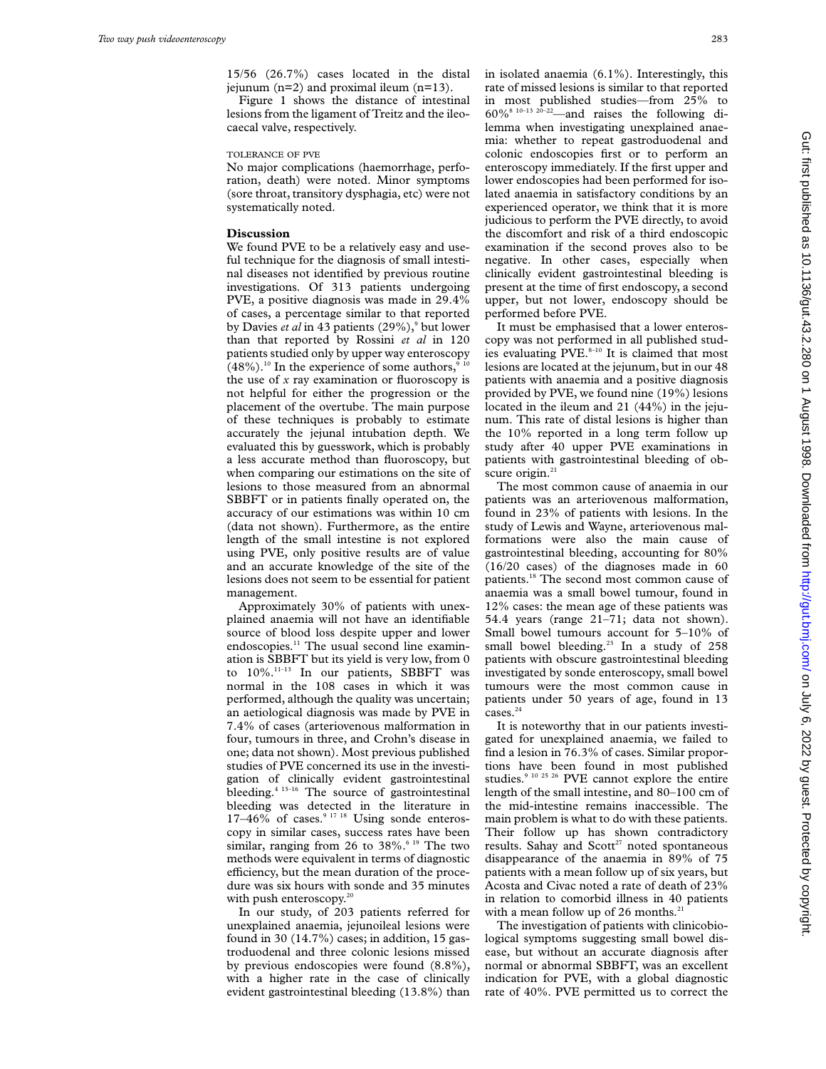15/56 (26.7%) cases located in the distal jejunum (n=2) and proximal ileum (n=13).

Figure 1 shows the distance of intestinal lesions from the ligament of Treitz and the ileocaecal valve, respectively.

TOLERANCE OF PVE

No major complications (haemorrhage, perforation, death) were noted. Minor symptoms (sore throat, transitory dysphagia, etc) were not systematically noted.

## Discussion

We found PVE to be a relatively easy and useful technique for the diagnosis of small intestinal diseases not identified by previous routine investigations. Of 313 patients undergoing PVE, a positive diagnosis was made in 29.4% of cases, a percentage similar to that reported by Davies *et al* in 43 patients (29%),[9] but lower than that reported by Rossini *et al* in 120 patients studied only by upper way enteroscopy (48%).[10] In the experience of some authors,[9 10] the use of *x* ray examination or fluoroscopy is not helpful for either the progression or the placement of the overtube. The main purpose of these techniques is probably to estimate accurately the jejunal intubation depth. We evaluated this by guesswork, which is probably a less accurate method than fluoroscopy, but when comparing our estimations on the site of lesions to those measured from an abnormal SBBFT or in patients finally operated on, the accuracy of our estimations was within 10 cm (data not shown). Furthermore, as the entire length of the small intestine is not explored using PVE, only positive results are of value and an accurate knowledge of the site of the lesions does not seem to be essential for patient management.

Approximately 30% of patients with unexplained anaemia will not have an identifiable source of blood loss despite upper and lower endoscopies.[11] The usual second line examination is SBBFT but its yield is very low, from 0 to 10%.[11–13] In our patients, SBBFT was normal in the 108 cases in which it was performed, although the quality was uncertain; an aetiological diagnosis was made by PVE in 7.4% of cases (arteriovenous malformation in four, tumours in three, and Crohn's disease in one; data not shown). Most previous published studies of PVE concerned its use in the investigation of clinically evident gastrointestinal bleeding.[4 13–16] The source of gastrointestinal bleeding was detected in the literature in 17–46% of cases.[9 17 18] Using sonde enteroscopy in similar cases, success rates have been similar, ranging from 26 to 38%.[6 19] The two methods were equivalent in terms of diagnostic efficiency, but the mean duration of the procedure was six hours with sonde and 35 minutes with push enteroscopy.[20]

In our study, of 203 patients referred for unexplained anaemia, jejunoileal lesions were found in 30 (14.7%) cases; in addition, 15 gastroduodenal and three colonic lesions missed by previous endoscopies were found (8.8%), with a higher rate in the case of clinically evident gastrointestinal bleeding (13.8%) than in isolated anaemia (6.1%). Interestingly, this rate of missed lesions is similar to that reported in most published studies—from 25% to 60%[8 10–13 20–22]—and raises the following dilemma when investigating unexplained anaemia: whether to repeat gastroduodenal and colonic endoscopies first or to perform an enteroscopy immediately. If the first upper and lower endoscopies had been performed for isolated anaemia in satisfactory conditions by an experienced operator, we think that it is more judicious to perform the PVE directly, to avoid the discomfort and risk of a third endoscopic examination if the second proves also to be negative. In other cases, especially when clinically evident gastrointestinal bleeding is present at the time of first endoscopy, a second upper, but not lower, endoscopy should be performed before PVE.

It must be emphasised that a lower enteroscopy was not performed in all published studies evaluating PVE.[8–10] It is claimed that most lesions are located at the jejunum, but in our 48 patients with anaemia and a positive diagnosis provided by PVE, we found nine (19%) lesions located in the ileum and 21 (44%) in the jejunum. This rate of distal lesions is higher than the 10% reported in a long term follow up study after 40 upper PVE examinations in patients with gastrointestinal bleeding of obscure origin.[21]

The most common cause of anaemia in our patients was an arteriovenous malformation, found in 23% of patients with lesions. In the study of Lewis and Wayne, arteriovenous malformations were also the main cause of gastrointestinal bleeding, accounting for 80% (16/20 cases) of the diagnoses made in 60 patients.[18] The second most common cause of anaemia was a small bowel tumour, found in 12% cases: the mean age of these patients was 54.4 years (range 21–71; data not shown). Small bowel tumours account for 5–10% of small bowel bleeding.[23] In a study of 258 patients with obscure gastrointestinal bleeding investigated by sonde enteroscopy, small bowel tumours were the most common cause in patients under 50 years of age, found in 13 cases.[24]

It is noteworthy that in our patients investigated for unexplained anaemia, we failed to find a lesion in 76.3% of cases. Similar proportions have been found in most published studies.[9 10 25 26] PVE cannot explore the entire length of the small intestine, and 80–100 cm of the mid-intestine remains inaccessible. The main problem is what to do with these patients. Their follow up has shown contradictory results. Sahay and Scott[27] noted spontaneous disappearance of the anaemia in 89% of 75 patients with a mean follow up of six years, but Acosta and Civac noted a rate of death of 23% in relation to comorbid illness in 40 patients with a mean follow up of 26 months.[21]

The investigation of patients with clinicobiological symptoms suggesting small bowel disease, but without an accurate diagnosis after normal or abnormal SBBFT, was an excellent indication for PVE, with a global diagnostic rate of 40%. PVE permitted us to correct the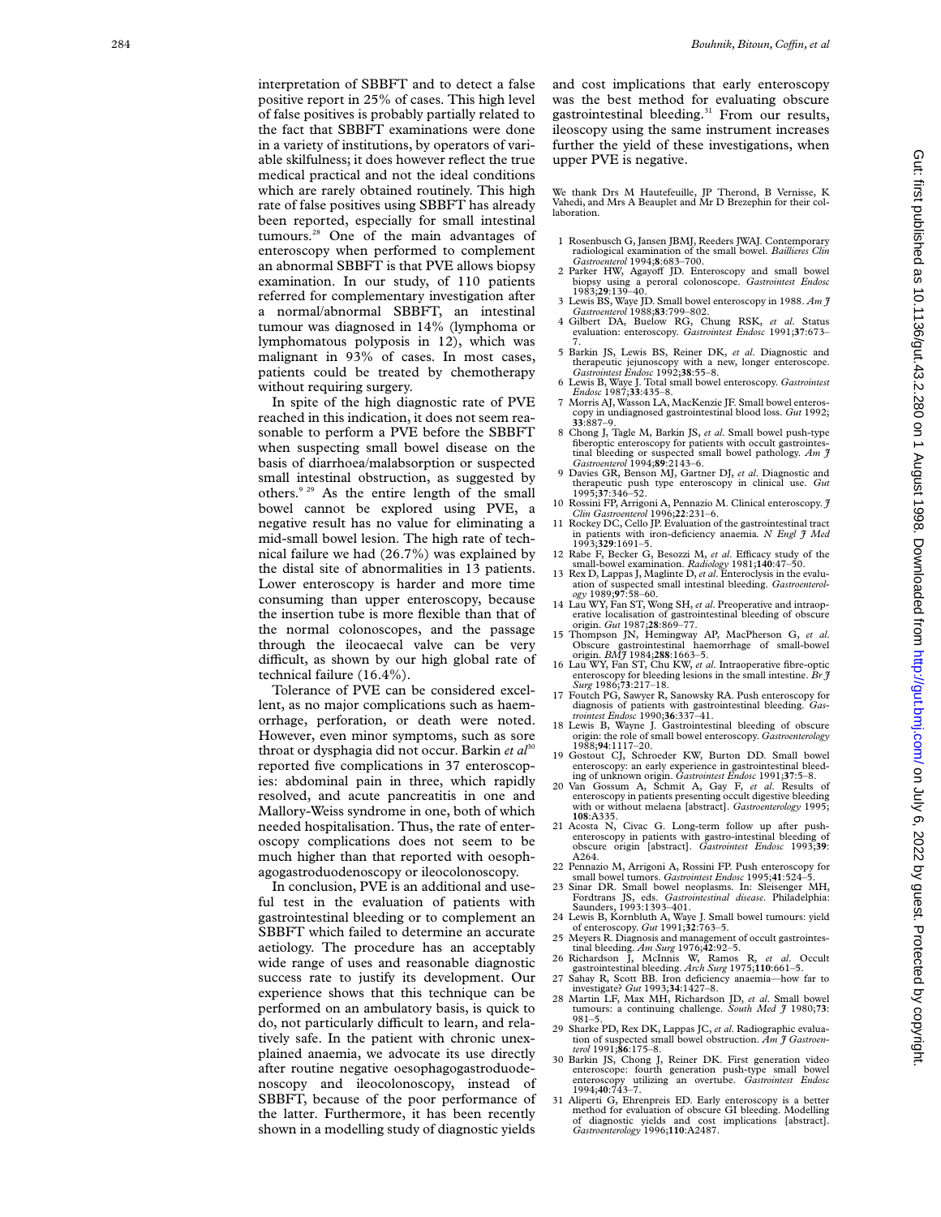interpretation of SBBFT and to detect a false positive report in 25% of cases. This high level of false positives is probably partially related to the fact that SBBFT examinations were done in a variety of institutions, by operators of variable skilfulness; it does however reflect the true medical practical and not the ideal conditions which are rarely obtained routinely. This high rate of false positives using SBBFT has already been reported, especially for small intestinal tumours.[28] One of the main advantages of enteroscopy when performed to complement an abnormal SBBFT is that PVE allows biopsy examination. In our study, of 110 patients referred for complementary investigation after a normal/abnormal SBBFT, an intestinal tumour was diagnosed in 14% (lymphoma or lymphomatous polyposis in 12), which was malignant in 93% of cases. In most cases, patients could be treated by chemotherapy without requiring surgery.

In spite of the high diagnostic rate of PVE reached in this indication, it does not seem reasonable to perform a PVE before the SBBFT when suspecting small bowel disease on the basis of diarrhoea/malabsorption or suspected small intestinal obstruction, as suggested by others.[9 29] As the entire length of the small bowel cannot be explored using PVE, a negative result has no value for eliminating a mid-small bowel lesion. The high rate of technical failure we had (26.7%) was explained by the distal site of abnormalities in 13 patients. Lower enteroscopy is harder and more time consuming than upper enteroscopy, because the insertion tube is more flexible than that of the normal colonoscopes, and the passage through the ileocaecal valve can be very difficult, as shown by our high global rate of technical failure (16.4%).

Tolerance of PVE can be considered excellent, as no major complications such as haemorrhage, perforation, or death were noted. However, even minor symptoms, such as sore throat or dysphagia did not occur. Barkin *et al*[30] reported five complications in 37 enteroscopies: abdominal pain in three, which rapidly resolved, and acute pancreatitis in one and Mallory-Weiss syndrome in one, both of which needed hospitalisation. Thus, the rate of enteroscopy complications does not seem to be much higher than that reported with oesophagogastroduodenoscopy or ileocolonoscopy.

In conclusion, PVE is an additional and useful test in the evaluation of patients with gastrointestinal bleeding or to complement an SBBFT which failed to determine an accurate aetiology. The procedure has an acceptably wide range of uses and reasonable diagnostic success rate to justify its development. Our experience shows that this technique can be performed on an ambulatory basis, is quick to do, not particularly difficult to learn, and relatively safe. In the patient with chronic unexplained anaemia, we advocate its use directly after routine negative oesophagogastroduodenoscopy and ileocolonoscopy, instead of SBBFT, because of the poor performance of the latter. Furthermore, it has been recently shown in a modelling study of diagnostic yields and cost implications that early enteroscopy was the best method for evaluating obscure gastrointestinal bleeding.[31] From our results, ileoscopy using the same instrument increases further the yield of these investigations, when upper PVE is negative.

We thank Drs M Hautefeuille, JP Therond, B Vernisse, K Vahedi, and Mrs A Beauplet and Mr D Brezephin for their collaboration.

1. Rosenbusch G, Jansen JBMJ, Reeders JWAJ. Contemporary radiological examination of the small bowel. *Baillieres Clin Gastroenterol* 1994;**8**:683–700.
2. Parker HW, Agayoff JD. Enteroscopy and small bowel biopsy using a peroral colonoscope. *Gastrointest Endosc* 1983;**29**:139–40.
3. Lewis BS, Waye JD. Small bowel enteroscopy in 1988. *Am J Gastroenterol* 1988;**83**:799–802.
4. Gilbert DA, Buelow RG, Chung RSK, *et al*. Status evaluation: enteroscopy. *Gastrointest Endosc* 1991;**37**:673–7.
5. Barkin JS, Lewis BS, Reiner DK, *et al*. Diagnostic and therapeutic jejunoscopy with a new, longer enteroscope. *Gastrointest Endosc* 1992;**38**:55–8.
6. Lewis B, Waye J. Total small bowel enteroscopy. *Gastrointest Endosc* 1987;**33**:435–8.
7. Morris AJ, Wasson LA, MacKenzie JF. Small bowel enteroscopy in undiagnosed gastrointestinal blood loss. *Gut* 1992; **33**:887–9.
8. Chong J, Tagle M, Barkin JS, *et al*. Small bowel push-type fiberoptic enteroscopy for patients with occult gastrointestinal bleeding or suspected small bowel pathology. *Am J Gastroenterol* 1994;**89**:2143–6.
9. Davies GR, Benson MJ, Gartner DJ, *et al*. Diagnostic and therapeutic push type enteroscopy in clinical use. *Gut* 1995;**37**:346–52.
10. Rossini FP, Arrigoni A, Pennazio M. Clinical enteroscopy. *J Clin Gastroenterol* 1996;**22**:231–6.
11. Rockey DC, Cello JP. Evaluation of the gastrointestinal tract in patients with iron-deficiency anaemia. *N Engl J Med* 1993;**329**:1691–5.
12. Rabe F, Becker G, Besozzi M, *et al*. Efficacy study of the small-bowel examination. *Radiology* 1981;**140**:47–50.
13. Rex D, Lappas J, Maglinte D, *et al*. Enteroclysis in the evaluation of suspected small intestinal bleeding. *Gastroenterology* 1989;**97**:58–60.
14. Lau WY, Fan ST, Wong SH, *et al*. Preoperative and intraoperative localisation of gastrointestinal bleeding of obscure origin. *Gut* 1987;**28**:869–77.
15. Thompson JN, Hemingway AP, MacPherson G, *et al*. Obscure gastrointestinal haemorrhage of small-bowel origin. *BMJ* 1984;**288**:1663–5.
16. Lau WY, Fan ST, Chu KW, *et al*. Intraoperative fibre-optic enteroscopy for bleeding lesions in the small intestine. *Br J Surg* 1986;**73**:217–18.
17. Foutch PG, Sawyer R, Sanowsky RA. Push enteroscopy for diagnosis of patients with gastrointestinal bleeding. *Gastrointest Endosc* 1990;**36**:337–41.
18. Lewis B, Wayne J. Gastrointestinal bleeding of obscure origin: the role of small bowel enteroscopy. *Gastroenterology* 1988;**94**:1117–20.
19. Gostout CJ, Schroeder KW, Burton DD. Small bowel enteroscopy: an early experience in gastrointestinal bleeding of unknown origin. *Gastrointest Endosc* 1991;**37**:5–8.
20. Van Gossum A, Schmit A, Gay F, *et al*. Results of enteroscopy in patients presenting occult digestive bleeding with or without melaena [abstract]. *Gastroenterology* 1995; **108**:A335.
21. Acosta N, Civac G. Long-term follow up after push-enteroscopy in patients with gastro-intestinal bleeding of obscure origin [abstract]. *Gastrointest Endosc* 1993;**39**: A264.
22. Pennazio M, Arrigoni A, Rossini FP. Push enteroscopy for small bowel tumors. *Gastrointest Endosc* 1995;**41**:524–5.
23. Sinar DR. Small bowel neoplasms. In: Sleisenger MH, Fordtrans JS, eds. *Gastrointestinal disease*. Philadelphia: Saunders, 1993:1393–401.
24. Lewis B, Kornbluth A, Waye J. Small bowel tumours: yield of enteroscopy. *Gut* 1991;**32**:763–5.
25. Meyers R. Diagnosis and management of occult gastrointestinal bleeding. *Am Surg* 1976;**42**:92–5.
26. Richardson J, McInnis W, Ramos R, *et al*. Occult gastrointestinal bleeding. *Arch Surg* 1975;**110**:661–5.
27. Sahay R, Scott BB. Iron deficiency anaemia—how far to investigate? *Gut* 1993;**34**:1427–8.
28. Martin LF, Max MH, Richardson JD, *et al*. Small bowel tumours: a continuing challenge. *South Med J* 1980;**73**: 981–5.
29. Sharke PD, Rex DK, Lappas JC, *et al*. Radiographic evaluation of suspected small bowel obstruction. *Am J Gastroenterol* 1991;**86**:175–8.
30. Barkin JS, Chong J, Reiner DK. First generation video enteroscope: fourth generation push-type small bowel enteroscopy utilizing an overtube. *Gastrointest Endosc* 1994;**40**:743–7.
31. Aliperti G, Ehrenpreis ED. Early enteroscopy is a better method for evaluation of obscure GI bleeding. Modelling of diagnostic yields and cost implications [abstract]. *Gastroenterology* 1996;**110**:A2487.